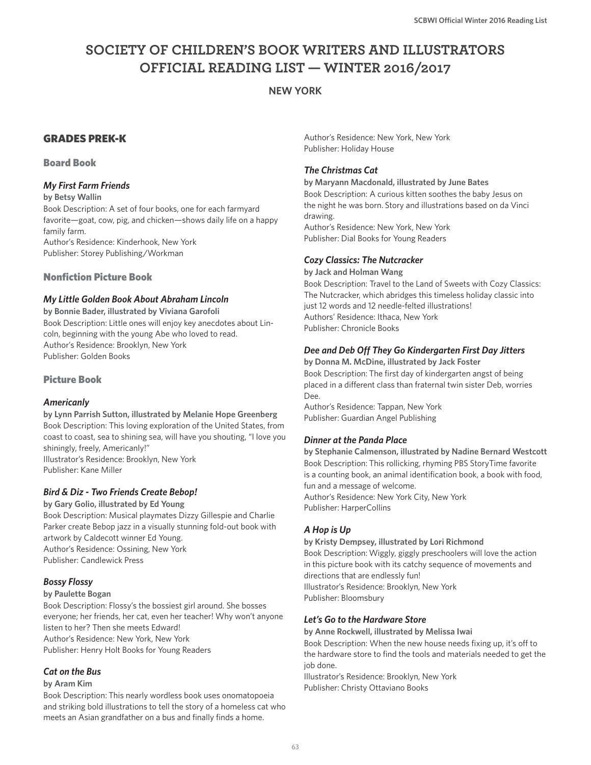# SOCIETY OF CHILDREN'S BOOK WRITERS AND ILLUSTRATORS OFFICIAL READING LIST — WINTER 2016/2017

**NEW YORK**

## GRADES PREK-K

### Board Book

#### *My First Farm Friends*

**by Betsy Wallin**

Book Description: A set of four books, one for each farmyard favorite—goat, cow, pig, and chicken—shows daily life on a happy family farm.
Author's Residence: Kinderhook, New York
Publisher: Storey Publishing/Workman

### Nonfiction Picture Book

#### *My Little Golden Book About Abraham Lincoln*

**by Bonnie Bader, illustrated by Viviana Garofoli**

Book Description: Little ones will enjoy key anecdotes about Lincoln, beginning with the young Abe who loved to read.
Author's Residence: Brooklyn, New York
Publisher: Golden Books

### Picture Book

#### *Americanly*

**by Lynn Parrish Sutton, illustrated by Melanie Hope Greenberg**

Book Description: This loving exploration of the United States, from coast to coast, sea to shining sea, will have you shouting, "I love you shiningly, freely, Americanly!"
Illustrator's Residence: Brooklyn, New York
Publisher: Kane Miller

#### *Bird & Diz - Two Friends Create Bebop!*

**by Gary Golio, illustrated by Ed Young**

Book Description: Musical playmates Dizzy Gillespie and Charlie Parker create Bebop jazz in a visually stunning fold-out book with artwork by Caldecott winner Ed Young.
Author's Residence: Ossining, New York
Publisher: Candlewick Press

#### *Bossy Flossy*

**by Paulette Bogan**

Book Description: Flossy's the bossiest girl around. She bosses everyone; her friends, her cat, even her teacher! Why won't anyone listen to her? Then she meets Edward!
Author's Residence: New York, New York
Publisher: Henry Holt Books for Young Readers

#### *Cat on the Bus*

**by Aram Kim**

Book Description: This nearly wordless book uses onomatopoeia and striking bold illustrations to tell the story of a homeless cat who meets an Asian grandfather on a bus and finally finds a home.
Author's Residence: New York, New York
Publisher: Holiday House

#### *The Christmas Cat*

**by Maryann Macdonald, illustrated by June Bates**

Book Description: A curious kitten soothes the baby Jesus on the night he was born. Story and illustrations based on da Vinci drawing.
Author's Residence: New York, New York
Publisher: Dial Books for Young Readers

#### *Cozy Classics: The Nutcracker*

**by Jack and Holman Wang**

Book Description: Travel to the Land of Sweets with Cozy Classics: The Nutcracker, which abridges this timeless holiday classic into just 12 words and 12 needle-felted illustrations!
Authors' Residence: Ithaca, New York
Publisher: Chronicle Books

#### *Dee and Deb Off They Go Kindergarten First Day Jitters*

**by Donna M. McDine, illustrated by Jack Foster**

Book Description: The first day of kindergarten angst of being placed in a different class than fraternal twin sister Deb, worries Dee.
Author's Residence: Tappan, New York
Publisher: Guardian Angel Publishing

#### *Dinner at the Panda Place*

**by Stephanie Calmenson, illustrated by Nadine Bernard Westcott**

Book Description: This rollicking, rhyming PBS StoryTime favorite is a counting book, an animal identification book, a book with food, fun and a message of welcome.
Author's Residence: New York City, New York
Publisher: HarperCollins

#### *A Hop is Up*

**by Kristy Dempsey, illustrated by Lori Richmond**

Book Description: Wiggly, giggly preschoolers will love the action in this picture book with its catchy sequence of movements and directions that are endlessly fun!
Illustrator's Residence: Brooklyn, New York
Publisher: Bloomsbury

#### *Let's Go to the Hardware Store*

**by Anne Rockwell, illustrated by Melissa Iwai**

Book Description: When the new house needs fixing up, it's off to the hardware store to find the tools and materials needed to get the job done.
Illustrator's Residence: Brooklyn, New York
Publisher: Christy Ottaviano Books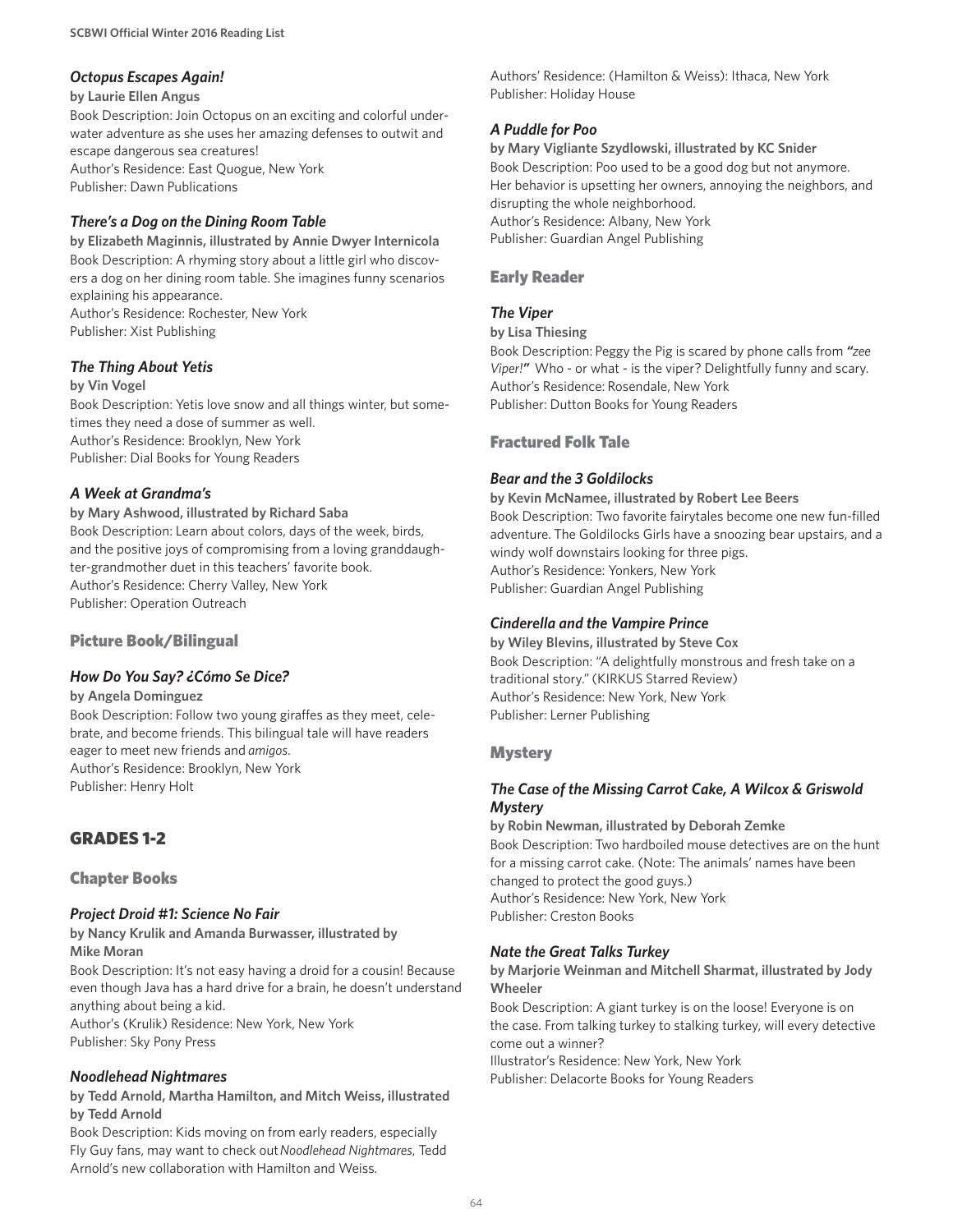### *Octopus Escapes Again!*

**by Laurie Ellen Angus**

Book Description: Join Octopus on an exciting and colorful underwater adventure as she uses her amazing defenses to outwit and escape dangerous sea creatures!
Author's Residence: East Quogue, New York
Publisher: Dawn Publications

### *There's a Dog on the Dining Room Table*

**by Elizabeth Maginnis, illustrated by Annie Dwyer Internicola**

Book Description: A rhyming story about a little girl who discovers a dog on her dining room table. She imagines funny scenarios explaining his appearance.
Author's Residence: Rochester, New York
Publisher: Xist Publishing

### *The Thing About Yetis*

**by Vin Vogel**

Book Description: Yetis love snow and all things winter, but sometimes they need a dose of summer as well.
Author's Residence: Brooklyn, New York
Publisher: Dial Books for Young Readers

### *A Week at Grandma's*

**by Mary Ashwood, illustrated by Richard Saba**

Book Description: Learn about colors, days of the week, birds, and the positive joys of compromising from a loving granddaughter-grandmother duet in this teachers' favorite book.
Author's Residence: Cherry Valley, New York
Publisher: Operation Outreach

## Picture Book/Bilingual

### *How Do You Say? ¿Cómo Se Dice?*

**by Angela Dominguez**

Book Description: Follow two young giraffes as they meet, celebrate, and become friends. This bilingual tale will have readers eager to meet new friends and *amigos*.
Author's Residence: Brooklyn, New York
Publisher: Henry Holt

# GRADES 1-2

## Chapter Books

### *Project Droid #1: Science No Fair*

**by Nancy Krulik and Amanda Burwasser, illustrated by Mike Moran**

Book Description: It's not easy having a droid for a cousin! Because even though Java has a hard drive for a brain, he doesn't understand anything about being a kid.
Author's (Krulik) Residence: New York, New York
Publisher: Sky Pony Press

### *Noodlehead Nightmares*

**by Tedd Arnold, Martha Hamilton, and Mitch Weiss, illustrated by Tedd Arnold**

Book Description: Kids moving on from early readers, especially Fly Guy fans, may want to check out *Noodlehead Nightmares,* Tedd Arnold's new collaboration with Hamilton and Weiss.
Authors' Residence: (Hamilton & Weiss): Ithaca, New York
Publisher: Holiday House

### *A Puddle for Poo*

**by Mary Vigliante Szydlowski, illustrated by KC Snider**

Book Description: Poo used to be a good dog but not anymore. Her behavior is upsetting her owners, annoying the neighbors, and disrupting the whole neighborhood.
Author's Residence: Albany, New York
Publisher: Guardian Angel Publishing

## Early Reader

### *The Viper*

**by Lisa Thiesing**

Book Description: Peggy the Pig is scared by phone calls from ***"****zee Viper!****"*** Who - or what - is the viper? Delightfully funny and scary.
Author's Residence: Rosendale, New York
Publisher: Dutton Books for Young Readers

## Fractured Folk Tale

### *Bear and the 3 Goldilocks*

**by Kevin McNamee, illustrated by Robert Lee Beers**

Book Description: Two favorite fairytales become one new fun-filled adventure. The Goldilocks Girls have a snoozing bear upstairs, and a windy wolf downstairs looking for three pigs.
Author's Residence: Yonkers, New York
Publisher: Guardian Angel Publishing

### *Cinderella and the Vampire Prince*

**by Wiley Blevins, illustrated by Steve Cox**

Book Description: "A delightfully monstrous and fresh take on a traditional story." (KIRKUS Starred Review)
Author's Residence: New York, New York
Publisher: Lerner Publishing

## Mystery

### *The Case of the Missing Carrot Cake, A Wilcox & Griswold Mystery*

**by Robin Newman, illustrated by Deborah Zemke**

Book Description: Two hardboiled mouse detectives are on the hunt for a missing carrot cake. (Note: The animals' names have been changed to protect the good guys.)
Author's Residence: New York, New York
Publisher: Creston Books

### *Nate the Great Talks Turkey*

**by Marjorie Weinman and Mitchell Sharmat, illustrated by Jody Wheeler**

Book Description: A giant turkey is on the loose! Everyone is on the case. From talking turkey to stalking turkey, will every detective come out a winner?
Illustrator's Residence: New York, New York
Publisher: Delacorte Books for Young Readers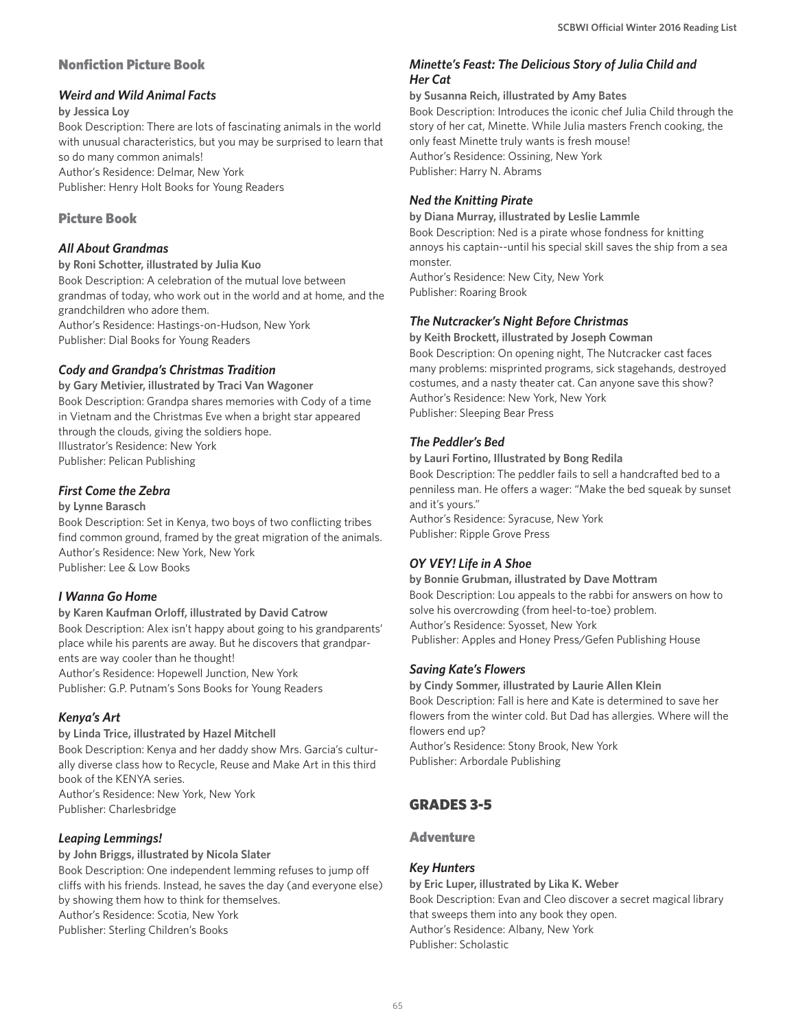## Nonfiction Picture Book

### *Weird and Wild Animal Facts*

**by Jessica Loy**

Book Description: There are lots of fascinating animals in the world with unusual characteristics, but you may be surprised to learn that so do many common animals!
Author's Residence: Delmar, New York
Publisher: Henry Holt Books for Young Readers

## Picture Book

### *All About Grandmas*

**by Roni Schotter, illustrated by Julia Kuo**

Book Description: A celebration of the mutual love between grandmas of today, who work out in the world and at home, and the grandchildren who adore them.
Author's Residence: Hastings-on-Hudson, New York
Publisher: Dial Books for Young Readers

### *Cody and Grandpa's Christmas Tradition*

**by Gary Metivier, illustrated by Traci Van Wagoner**

Book Description: Grandpa shares memories with Cody of a time in Vietnam and the Christmas Eve when a bright star appeared through the clouds, giving the soldiers hope.
Illustrator's Residence: New York
Publisher: Pelican Publishing

### *First Come the Zebra*

**by Lynne Barasch**

Book Description: Set in Kenya, two boys of two conflicting tribes find common ground, framed by the great migration of the animals.
Author's Residence: New York, New York
Publisher: Lee & Low Books

### *I Wanna Go Home*

**by Karen Kaufman Orloff, illustrated by David Catrow**

Book Description: Alex isn't happy about going to his grandparents' place while his parents are away. But he discovers that grandparents are way cooler than he thought!
Author's Residence: Hopewell Junction, New York
Publisher: G.P. Putnam's Sons Books for Young Readers

### *Kenya's Art*

**by Linda Trice, illustrated by Hazel Mitchell**

Book Description: Kenya and her daddy show Mrs. Garcia's culturally diverse class how to Recycle, Reuse and Make Art in this third book of the KENYA series.
Author's Residence: New York, New York
Publisher: Charlesbridge

### *Leaping Lemmings!*

**by John Briggs, illustrated by Nicola Slater**

Book Description: One independent lemming refuses to jump off cliffs with his friends. Instead, he saves the day (and everyone else) by showing them how to think for themselves.
Author's Residence: Scotia, New York
Publisher: Sterling Children's Books

### *Minette's Feast: The Delicious Story of Julia Child and Her Cat*

**by Susanna Reich, illustrated by Amy Bates**

Book Description: Introduces the iconic chef Julia Child through the story of her cat, Minette. While Julia masters French cooking, the only feast Minette truly wants is fresh mouse!
Author's Residence: Ossining, New York
Publisher: Harry N. Abrams

### *Ned the Knitting Pirate*

**by Diana Murray, illustrated by Leslie Lammle**

Book Description: Ned is a pirate whose fondness for knitting annoys his captain--until his special skill saves the ship from a sea monster.
Author's Residence: New City, New York
Publisher: Roaring Brook

### *The Nutcracker's Night Before Christmas*

**by Keith Brockett, illustrated by Joseph Cowman**

Book Description: On opening night, The Nutcracker cast faces many problems: misprinted programs, sick stagehands, destroyed costumes, and a nasty theater cat. Can anyone save this show?
Author's Residence: New York, New York
Publisher: Sleeping Bear Press

### *The Peddler's Bed*

**by Lauri Fortino, Illustrated by Bong Redila**

Book Description: The peddler fails to sell a handcrafted bed to a penniless man. He offers a wager: "Make the bed squeak by sunset and it's yours."
Author's Residence: Syracuse, New York
Publisher: Ripple Grove Press

### *OY VEY! Life in A Shoe*

**by Bonnie Grubman, illustrated by Dave Mottram**

Book Description: Lou appeals to the rabbi for answers on how to solve his overcrowding (from heel-to-toe) problem.
Author's Residence: Syosset, New York
Publisher: Apples and Honey Press/Gefen Publishing House

### *Saving Kate's Flowers*

**by Cindy Sommer, illustrated by Laurie Allen Klein**

Book Description: Fall is here and Kate is determined to save her flowers from the winter cold. But Dad has allergies. Where will the flowers end up?
Author's Residence: Stony Brook, New York
Publisher: Arbordale Publishing

# GRADES 3-5

## Adventure

### *Key Hunters*

**by Eric Luper, illustrated by Lika K. Weber**

Book Description: Evan and Cleo discover a secret magical library that sweeps them into any book they open.
Author's Residence: Albany, New York
Publisher: Scholastic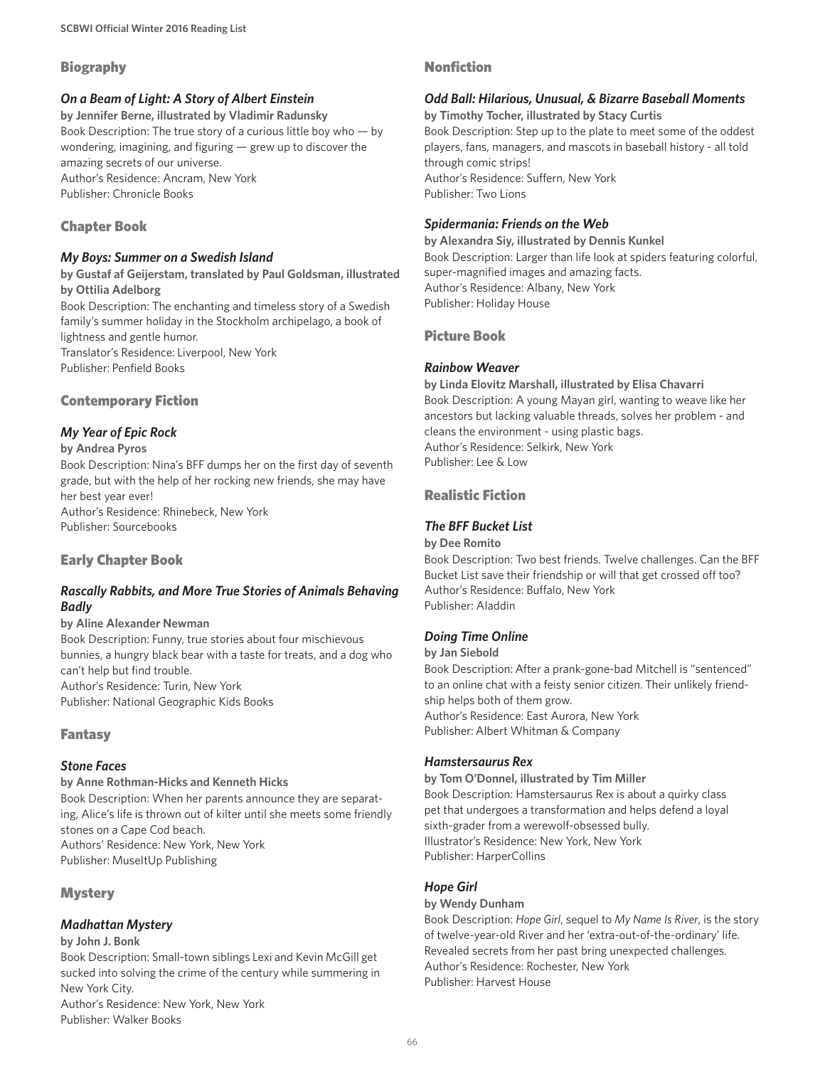## Biography

### *On a Beam of Light: A Story of Albert Einstein*

**by Jennifer Berne, illustrated by Vladimir Radunsky**

Book Description: The true story of a curious little boy who — by wondering, imagining, and figuring — grew up to discover the amazing secrets of our universe.
Author's Residence: Ancram, New York
Publisher: Chronicle Books

## Chapter Book

### *My Boys: Summer on a Swedish Island*

**by Gustaf af Geijerstam, translated by Paul Goldsman, illustrated by Ottilia Adelborg**

Book Description: The enchanting and timeless story of a Swedish family's summer holiday in the Stockholm archipelago, a book of lightness and gentle humor.
Translator's Residence: Liverpool, New York
Publisher: Penfield Books

## Contemporary Fiction

### *My Year of Epic Rock*

**by Andrea Pyros**

Book Description: Nina's BFF dumps her on the first day of seventh grade, but with the help of her rocking new friends, she may have her best year ever!
Author's Residence: Rhinebeck, New York
Publisher: Sourcebooks

## Early Chapter Book

### *Rascally Rabbits, and More True Stories of Animals Behaving Badly*

**by Aline Alexander Newman**

Book Description: Funny, true stories about four mischievous bunnies, a hungry black bear with a taste for treats, and a dog who can't help but find trouble.
Author's Residence: Turin, New York
Publisher: National Geographic Kids Books

## Fantasy

### *Stone Faces*

**by Anne Rothman-Hicks and Kenneth Hicks**

Book Description: When her parents announce they are separating, Alice's life is thrown out of kilter until she meets some friendly stones on a Cape Cod beach.
Authors' Residence: New York, New York
Publisher: MuseItUp Publishing

## Mystery

### *Madhattan Mystery*

**by John J. Bonk**

Book Description: Small-town siblings Lexi and Kevin McGill get sucked into solving the crime of the century while summering in New York City.
Author's Residence: New York, New York
Publisher: Walker Books

## Nonfiction

### *Odd Ball: Hilarious, Unusual, & Bizarre Baseball Moments*

**by Timothy Tocher, illustrated by Stacy Curtis**

Book Description: Step up to the plate to meet some of the oddest players, fans, managers, and mascots in baseball history - all told through comic strips!
Author's Residence: Suffern, New York
Publisher: Two Lions

### *Spidermania: Friends on the Web*

**by Alexandra Siy, illustrated by Dennis Kunkel**

Book Description: Larger than life look at spiders featuring colorful, super-magnified images and amazing facts.
Author's Residence: Albany, New York
Publisher: Holiday House

## Picture Book

### *Rainbow Weaver*

**by Linda Elovitz Marshall, illustrated by Elisa Chavarri**

Book Description: A young Mayan girl, wanting to weave like her ancestors but lacking valuable threads, solves her problem - and cleans the environment - using plastic bags.
Author's Residence: Selkirk, New York
Publisher: Lee & Low

## Realistic Fiction

### *The BFF Bucket List*

**by Dee Romito**

Book Description: Two best friends. Twelve challenges. Can the BFF Bucket List save their friendship or will that get crossed off too?
Author's Residence: Buffalo, New York
Publisher: Aladdin

### *Doing Time Online*

**by Jan Siebold**

Book Description: After a prank-gone-bad Mitchell is "sentenced" to an online chat with a feisty senior citizen. Their unlikely friendship helps both of them grow.
Author's Residence: East Aurora, New York
Publisher: Albert Whitman & Company

### *Hamstersaurus Rex*

**by Tom O'Donnel, illustrated by Tim Miller**

Book Description: Hamstersaurus Rex is about a quirky class pet that undergoes a transformation and helps defend a loyal sixth-grader from a werewolf-obsessed bully.
Illustrator's Residence: New York, New York
Publisher: HarperCollins

### *Hope Girl*

**by Wendy Dunham**

Book Description: *Hope Girl*, sequel to *My Name Is River*, is the story of twelve-year-old River and her 'extra-out-of-the-ordinary' life. Revealed secrets from her past bring unexpected challenges.
Author's Residence: Rochester, New York
Publisher: Harvest House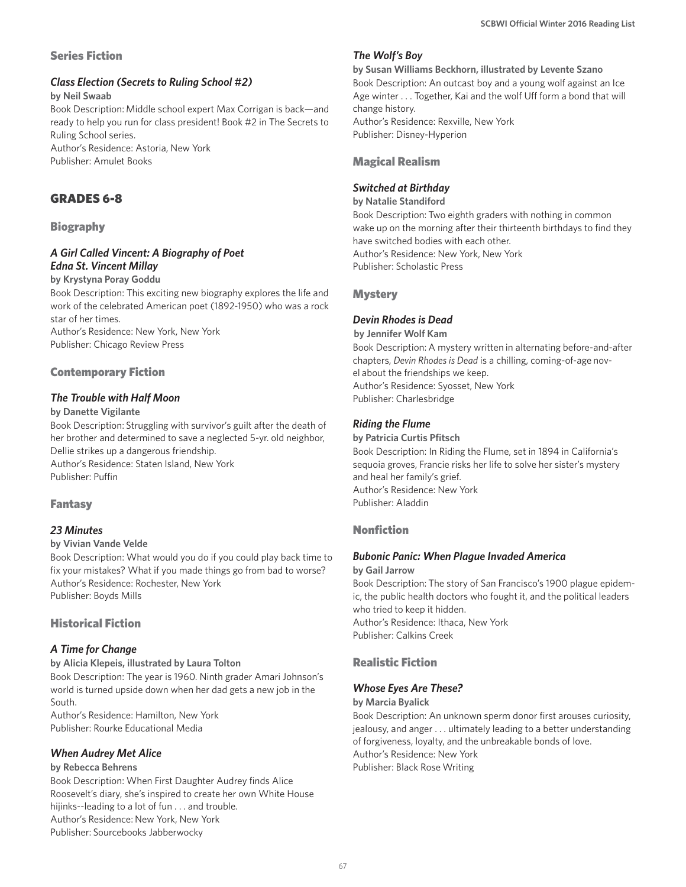## Series Fiction

### *Class Election (Secrets to Ruling School #2)*

**by Neil Swaab**

Book Description: Middle school expert Max Corrigan is back—and ready to help you run for class president! Book #2 in The Secrets to Ruling School series.
Author's Residence: Astoria, New York
Publisher: Amulet Books

# GRADES 6-8

## Biography

### *A Girl Called Vincent: A Biography of Poet Edna St. Vincent Millay*

**by Krystyna Poray Goddu**

Book Description: This exciting new biography explores the life and work of the celebrated American poet (1892-1950) who was a rock star of her times.
Author's Residence: New York, New York
Publisher: Chicago Review Press

## Contemporary Fiction

### *The Trouble with Half Moon*

**by Danette Vigilante**

Book Description: Struggling with survivor's guilt after the death of her brother and determined to save a neglected 5-yr. old neighbor, Dellie strikes up a dangerous friendship.
Author's Residence: Staten Island, New York
Publisher: Puffin

## Fantasy

### *23 Minutes*

**by Vivian Vande Velde**

Book Description: What would you do if you could play back time to fix your mistakes? What if you made things go from bad to worse?
Author's Residence: Rochester, New York
Publisher: Boyds Mills

## Historical Fiction

### *A Time for Change*

**by Alicia Klepeis, illustrated by Laura Tolton**

Book Description: The year is 1960. Ninth grader Amari Johnson's world is turned upside down when her dad gets a new job in the South.
Author's Residence: Hamilton, New York
Publisher: Rourke Educational Media

### *When Audrey Met Alice*

**by Rebecca Behrens**

Book Description: When First Daughter Audrey finds Alice Roosevelt's diary, she's inspired to create her own White House hijinks--leading to a lot of fun . . . and trouble.
Author's Residence: New York, New York
Publisher: Sourcebooks Jabberwocky

### *The Wolf's Boy*

**by Susan Williams Beckhorn, illustrated by Levente Szano**

Book Description: An outcast boy and a young wolf against an Ice Age winter . . . Together, Kai and the wolf Uff form a bond that will change history.
Author's Residence: Rexville, New York
Publisher: Disney-Hyperion

## Magical Realism

### *Switched at Birthday*

**by Natalie Standiford**

Book Description: Two eighth graders with nothing in common wake up on the morning after their thirteenth birthdays to find they have switched bodies with each other.
Author's Residence: New York, New York
Publisher: Scholastic Press

## Mystery

### *Devin Rhodes is Dead*

**by Jennifer Wolf Kam**

Book Description: A mystery written in alternating before-and-after chapters, *Devin Rhodes is Dead* is a chilling, coming-of-age novel about the friendships we keep.
Author's Residence: Syosset, New York
Publisher: Charlesbridge

### *Riding the Flume*

**by Patricia Curtis Pfitsch**

Book Description: In Riding the Flume, set in 1894 in California's sequoia groves, Francie risks her life to solve her sister's mystery and heal her family's grief.
Author's Residence: New York
Publisher: Aladdin

## Nonfiction

### *Bubonic Panic: When Plague Invaded America*

**by Gail Jarrow**

Book Description: The story of San Francisco's 1900 plague epidemic, the public health doctors who fought it, and the political leaders who tried to keep it hidden.
Author's Residence: Ithaca, New York
Publisher: Calkins Creek

## Realistic Fiction

### *Whose Eyes Are These?*

**by Marcia Byalick**

Book Description: An unknown sperm donor first arouses curiosity, jealousy, and anger . . . ultimately leading to a better understanding of forgiveness, loyalty, and the unbreakable bonds of love.
Author's Residence: New York
Publisher: Black Rose Writing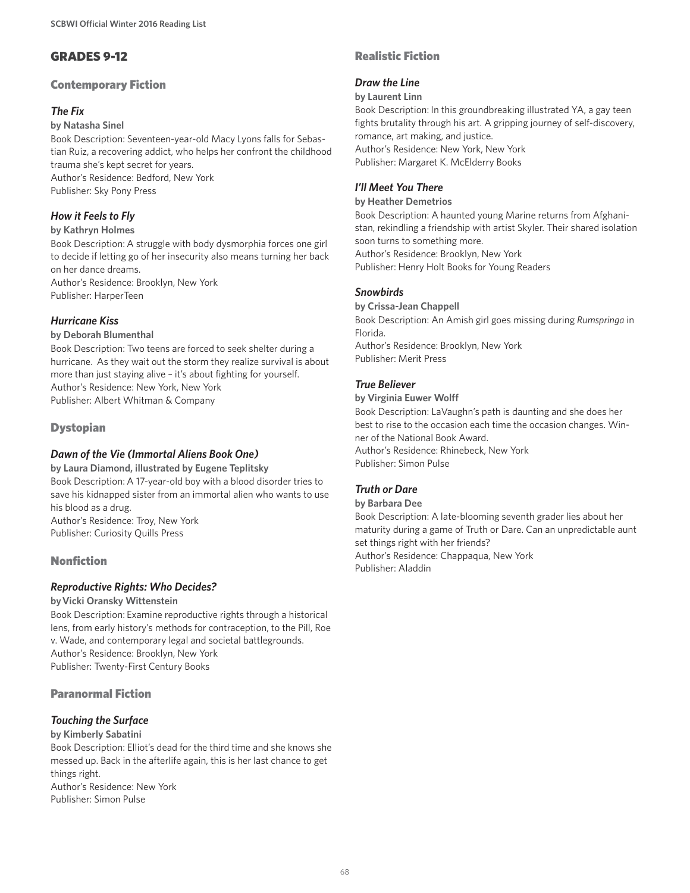## GRADES 9-12

### Contemporary Fiction

#### *The Fix*

**by Natasha Sinel**

Book Description: Seventeen-year-old Macy Lyons falls for Sebastian Ruiz, a recovering addict, who helps her confront the childhood trauma she's kept secret for years.
Author's Residence: Bedford, New York
Publisher: Sky Pony Press

#### *How it Feels to Fly*

**by Kathryn Holmes**

Book Description: A struggle with body dysmorphia forces one girl to decide if letting go of her insecurity also means turning her back on her dance dreams.
Author's Residence: Brooklyn, New York
Publisher: HarperTeen

#### *Hurricane Kiss*

**by Deborah Blumenthal**

Book Description: Two teens are forced to seek shelter during a hurricane. As they wait out the storm they realize survival is about more than just staying alive – it's about fighting for yourself.
Author's Residence: New York, New York
Publisher: Albert Whitman & Company

### Dystopian

#### *Dawn of the Vie (Immortal Aliens Book One)*

**by Laura Diamond, illustrated by Eugene Teplitsky**

Book Description: A 17-year-old boy with a blood disorder tries to save his kidnapped sister from an immortal alien who wants to use his blood as a drug.
Author's Residence: Troy, New York
Publisher: Curiosity Quills Press

### Nonfiction

#### *Reproductive Rights: Who Decides?*

**by Vicki Oransky Wittenstein**

Book Description: Examine reproductive rights through a historical lens, from early history's methods for contraception, to the Pill, Roe v. Wade, and contemporary legal and societal battlegrounds.
Author's Residence: Brooklyn, New York
Publisher: Twenty-First Century Books

### Paranormal Fiction

#### *Touching the Surface*

**by Kimberly Sabatini**

Book Description: Elliot's dead for the third time and she knows she messed up. Back in the afterlife again, this is her last chance to get things right.
Author's Residence: New York
Publisher: Simon Pulse

### Realistic Fiction

#### *Draw the Line*

**by Laurent Linn**

Book Description: In this groundbreaking illustrated YA, a gay teen fights brutality through his art. A gripping journey of self-discovery, romance, art making, and justice.
Author's Residence: New York, New York
Publisher: Margaret K. McElderry Books

#### *I'll Meet You There*

**by Heather Demetrios**

Book Description: A haunted young Marine returns from Afghanistan, rekindling a friendship with artist Skyler. Their shared isolation soon turns to something more.
Author's Residence: Brooklyn, New York
Publisher: Henry Holt Books for Young Readers

#### *Snowbirds*

**by Crissa-Jean Chappell**

Book Description: An Amish girl goes missing during *Rumspringa* in Florida.
Author's Residence: Brooklyn, New York
Publisher: Merit Press

#### *True Believer*

**by Virginia Euwer Wolff**

Book Description: LaVaughn's path is daunting and she does her best to rise to the occasion each time the occasion changes. Winner of the National Book Award.
Author's Residence: Rhinebeck, New York
Publisher: Simon Pulse

#### *Truth or Dare*

**by Barbara Dee**

Book Description: A late-blooming seventh grader lies about her maturity during a game of Truth or Dare. Can an unpredictable aunt set things right with her friends?
Author's Residence: Chappaqua, New York
Publisher: Aladdin